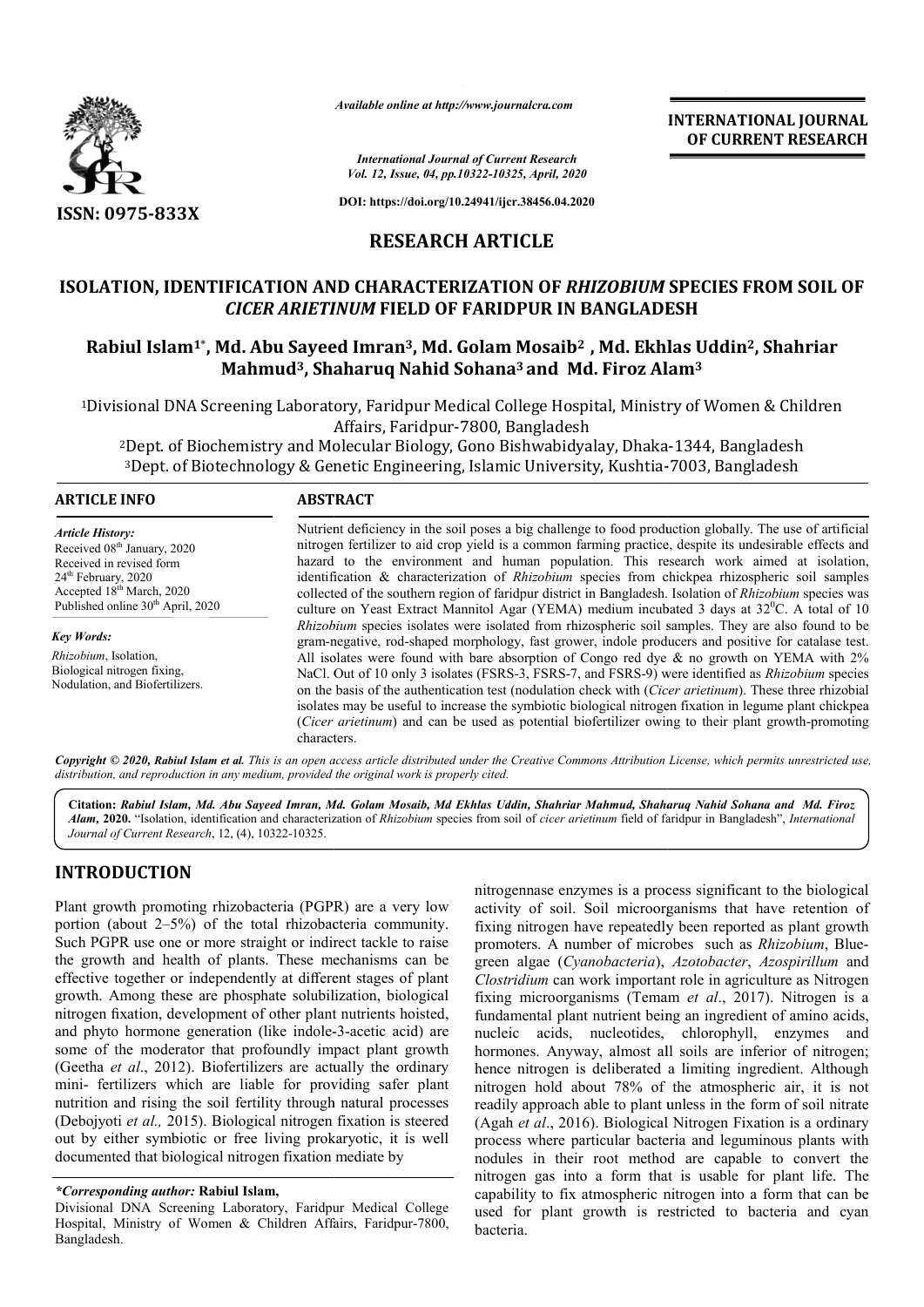*Available online at http://www.journalcra.com*

*International Journal of Current Research*
*Vol. 12, Issue, 04, pp.10322-10325, April, 2020*

**DOI: https://doi.org/10.24941/ijcr.38456.04.2020**

**ISSN: 0975-833X**

**INTERNATIONAL JOURNAL OF CURRENT RESEARCH**

# RESEARCH ARTICLE

# ISOLATION, IDENTIFICATION AND CHARACTERIZATION OF *RHIZOBIUM* SPECIES FROM SOIL OF *CICER ARIETINUM* FIELD OF FARIDPUR IN BANGLADESH

**Rabiul Islam[1*], Md. Abu Sayeed Imran[3], Md. Golam Mosaib[2], Md. Ekhlas Uddin[2], Shahriar Mahmud[3], Shaharuq Nahid Sohana[3] and Md. Firoz Alam[3]**

[1]Divisional DNA Screening Laboratory, Faridpur Medical College Hospital, Ministry of Women & Children Affairs, Faridpur-7800, Bangladesh

[2]Dept. of Biochemistry and Molecular Biology, Gono Bishwabidyalay, Dhaka-1344, Bangladesh

[3]Dept. of Biotechnology & Genetic Engineering, Islamic University, Kushtia-7003, Bangladesh

## ARTICLE INFO

*Article History:*
Received 08th January, 2020
Received in revised form
24th February, 2020
Accepted 18th March, 2020
Published online 30th April, 2020

*Key Words:*
*Rhizobium*, Isolation,
Biological nitrogen fixing,
Nodulation, and Biofertilizers.

## ABSTRACT

Nutrient deficiency in the soil poses a big challenge to food production globally. The use of artificial nitrogen fertilizer to aid crop yield is a common farming practice, despite its undesirable effects and hazard to the environment and human population. This research work aimed at isolation, identification & characterization of *Rhizobium* species from chickpea rhizospheric soil samples collected of the southern region of faridpur district in Bangladesh. Isolation of *Rhizobium* species was culture on Yeast Extract Mannitol Agar (YEMA) medium incubated 3 days at $32^0$C. A total of 10 *Rhizobium* species isolates were isolated from rhizospheric soil samples. They are also found to be gram-negative, rod-shaped morphology, fast grower, indole producers and positive for catalase test. All isolates were found with bare absorption of Congo red dye & no growth on YEMA with 2% NaCl. Out of 10 only 3 isolates (FSRS-3, FSRS-7, and FSRS-9) were identified as *Rhizobium* species on the basis of the authentication test (nodulation check with (*Cicer arietinum*). These three rhizobial isolates may be useful to increase the symbiotic biological nitrogen fixation in legume plant chickpea (*Cicer arietinum*) and can be used as potential biofertilizer owing to their plant growth-promoting characters.

*Copyright © 2020, Rabiul Islam et al. This is an open access article distributed under the Creative Commons Attribution License, which permits unrestricted use, distribution, and reproduction in any medium, provided the original work is properly cited.*

**Citation:** *Rabiul Islam, Md. Abu Sayeed Imran, Md. Golam Mosaib, Md Ekhlas Uddin, Shahriar Mahmud, Shaharuq Nahid Sohana and Md. Firoz Alam,* **2020.** "Isolation, identification and characterization of *Rhizobium* species from soil of *cicer arietinum* field of faridpur in Bangladesh", *International Journal of Current Research*, 12, (4), 10322-10325.

## INTRODUCTION

Plant growth promoting rhizobacteria (PGPR) are a very low portion (about 2–5%) of the total rhizobacteria community. Such PGPR use one or more straight or indirect tackle to raise the growth and health of plants. These mechanisms can be effective together or independently at different stages of plant growth. Among these are phosphate solubilization, biological nitrogen fixation, development of other plant nutrients hoisted, and phyto hormone generation (like indole-3-acetic acid) are some of the moderator that profoundly impact plant growth (Geetha *et al*., 2012). Biofertilizers are actually the ordinary mini- fertilizers which are liable for providing safer plant nutrition and rising the soil fertility through natural processes (Debojyoti *et al.,* 2015). Biological nitrogen fixation is steered out by either symbiotic or free living prokaryotic, it is well documented that biological nitrogen fixation mediate by nitrogennase enzymes is a process significant to the biological activity of soil. Soil microorganisms that have retention of fixing nitrogen have repeatedly been reported as plant growth promoters. A number of microbes such as *Rhizobium*, Blue-green algae (*Cyanobacteria*), *Azotobacter*, *Azospirillum* and *Clostridium* can work important role in agriculture as Nitrogen fixing microorganisms (Temam *et al*., 2017). Nitrogen is a fundamental plant nutrient being an ingredient of amino acids, nucleic acids, nucleotides, chlorophyll, enzymes and hormones. Anyway, almost all soils are inferior of nitrogen; hence nitrogen is deliberated a limiting ingredient. Although nitrogen hold about 78% of the atmospheric air, it is not readily approach able to plant unless in the form of soil nitrate (Agah *et al*., 2016). Biological Nitrogen Fixation is a ordinary process where particular bacteria and leguminous plants with nodules in their root method are capable to convert the nitrogen gas into a form that is usable for plant life. The capability to fix atmospheric nitrogen into a form that can be used for plant growth is restricted to bacteria and cyan bacteria.

***Corresponding author:* Rabiul Islam,**
Divisional DNA Screening Laboratory, Faridpur Medical College Hospital, Ministry of Women & Children Affairs, Faridpur-7800, Bangladesh.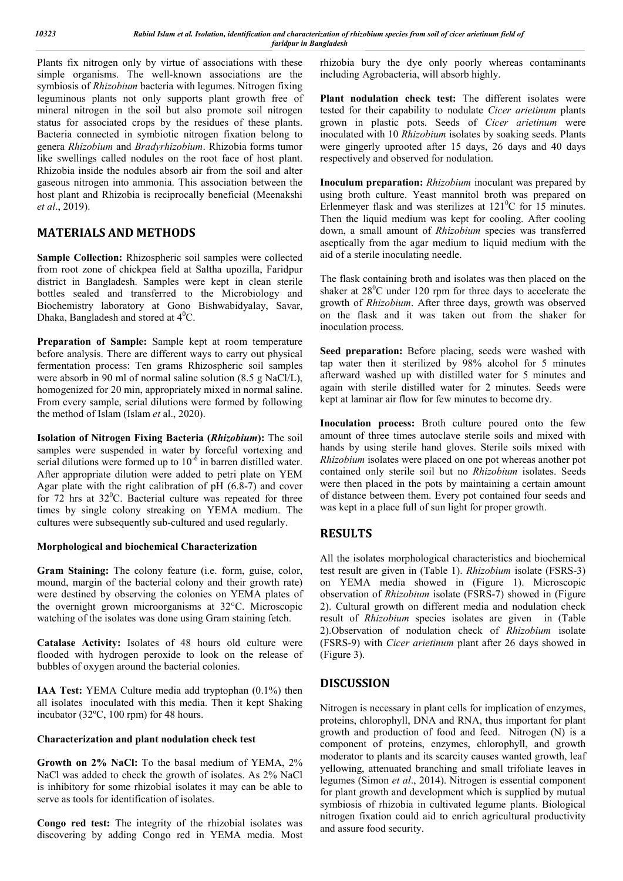Plants fix nitrogen only by virtue of associations with these simple organisms. The well-known associations are the symbiosis of *Rhizobium* bacteria with legumes. Nitrogen fixing leguminous plants not only supports plant growth free of mineral nitrogen in the soil but also promote soil nitrogen status for associated crops by the residues of these plants. Bacteria connected in symbiotic nitrogen fixation belong to genera *Rhizobium* and *Bradyrhizobium*. Rhizobia forms tumor like swellings called nodules on the root face of host plant. Rhizobia inside the nodules absorb air from the soil and alter gaseous nitrogen into ammonia. This association between the host plant and Rhizobia is reciprocally beneficial (Meenakshi *et al*., 2019).

## MATERIALS AND METHODS

**Sample Collection:** Rhizospheric soil samples were collected from root zone of chickpea field at Saltha upozilla, Faridpur district in Bangladesh. Samples were kept in clean sterile bottles sealed and transferred to the Microbiology and Biochemistry laboratory at Gono Bishwabidyalay, Savar, Dhaka, Bangladesh and stored at $4^0$C.

**Preparation of Sample:** Sample kept at room temperature before analysis. There are different ways to carry out physical fermentation process: Ten grams Rhizospheric soil samples were absorb in 90 ml of normal saline solution (8.5 g NaCl/L), homogenized for 20 min, appropriately mixed in normal saline. From every sample, serial dilutions were formed by following the method of Islam (Islam *et* al., 2020).

**Isolation of Nitrogen Fixing Bacteria (*Rhizobium*):** The soil samples were suspended in water by forceful vortexing and serial dilutions were formed up to $10^{-6}$ in barren distilled water. After appropriate dilution were added to petri plate on YEM Agar plate with the right calibration of pH (6.8-7) and cover for 72 hrs at $32^0$C. Bacterial culture was repeated for three times by single colony streaking on YEMA medium. The cultures were subsequently sub-cultured and used regularly.

### Morphological and biochemical Characterization

**Gram Staining:** The colony feature (i.e. form, guise, color, mound, margin of the bacterial colony and their growth rate) were destined by observing the colonies on YEMA plates of the overnight grown microorganisms at 32°C. Microscopic watching of the isolates was done using Gram staining fetch.

**Catalase Activity:** Isolates of 48 hours old culture were flooded with hydrogen peroxide to look on the release of bubbles of oxygen around the bacterial colonies.

**IAA Test:** YEMA Culture media add tryptophan (0.1%) then all isolates inoculated with this media. Then it kept Shaking incubator (32ºC, 100 rpm) for 48 hours.

### Characterization and plant nodulation check test

**Growth on 2% NaCl:** To the basal medium of YEMA, 2% NaCl was added to check the growth of isolates. As 2% NaCl is inhibitory for some rhizobial isolates it may can be able to serve as tools for identification of isolates.

**Congo red test:** The integrity of the rhizobial isolates was discovering by adding Congo red in YEMA media. Most rhizobia bury the dye only poorly whereas contaminants including Agrobacteria, will absorb highly.

**Plant nodulation check test:** The different isolates were tested for their capability to nodulate *Cicer arietinum* plants grown in plastic pots. Seeds of *Cicer arietinum* were inoculated with 10 *Rhizobium* isolates by soaking seeds. Plants were gingerly uprooted after 15 days, 26 days and 40 days respectively and observed for nodulation.

**Inoculum preparation:** *Rhizobium* inoculant was prepared by using broth culture. Yeast mannitol broth was prepared on Erlenmeyer flask and was sterilizes at $121^0$C for 15 minutes. Then the liquid medium was kept for cooling. After cooling down, a small amount of *Rhizobium* species was transferred aseptically from the agar medium to liquid medium with the aid of a sterile inoculating needle.

The flask containing broth and isolates was then placed on the shaker at $28^0$C under 120 rpm for three days to accelerate the growth of *Rhizobium*. After three days, growth was observed on the flask and it was taken out from the shaker for inoculation process.

**Seed preparation:** Before placing, seeds were washed with tap water then it sterilized by 98% alcohol for 5 minutes afterward washed up with distilled water for 5 minutes and again with sterile distilled water for 2 minutes. Seeds were kept at laminar air flow for few minutes to become dry.

**Inoculation process:** Broth culture poured onto the few amount of three times autoclave sterile soils and mixed with hands by using sterile hand gloves. Sterile soils mixed with *Rhizobium* isolates were placed on one pot whereas another pot contained only sterile soil but no *Rhizobium* isolates. Seeds were then placed in the pots by maintaining a certain amount of distance between them. Every pot contained four seeds and was kept in a place full of sun light for proper growth.

## RESULTS

All the isolates morphological characteristics and biochemical test result are given in (Table 1). *Rhizobium* isolate (FSRS-3) on YEMA media showed in (Figure 1). Microscopic observation of *Rhizobium* isolate (FSRS-7) showed in (Figure 2). Cultural growth on different media and nodulation check result of *Rhizobium* species isolates are given in (Table 2).Observation of nodulation check of *Rhizobium* isolate (FSRS-9) with *Cicer arietinum* plant after 26 days showed in (Figure 3).

## DISCUSSION

Nitrogen is necessary in plant cells for implication of enzymes, proteins, chlorophyll, DNA and RNA, thus important for plant growth and production of food and feed. Nitrogen (N) is a component of proteins, enzymes, chlorophyll, and growth moderator to plants and its scarcity causes wanted growth, leaf yellowing, attenuated branching and small trifoliate leaves in legumes (Simon *et al*., 2014). Nitrogen is essential component for plant growth and development which is supplied by mutual symbiosis of rhizobia in cultivated legume plants. Biological nitrogen fixation could aid to enrich agricultural productivity and assure food security.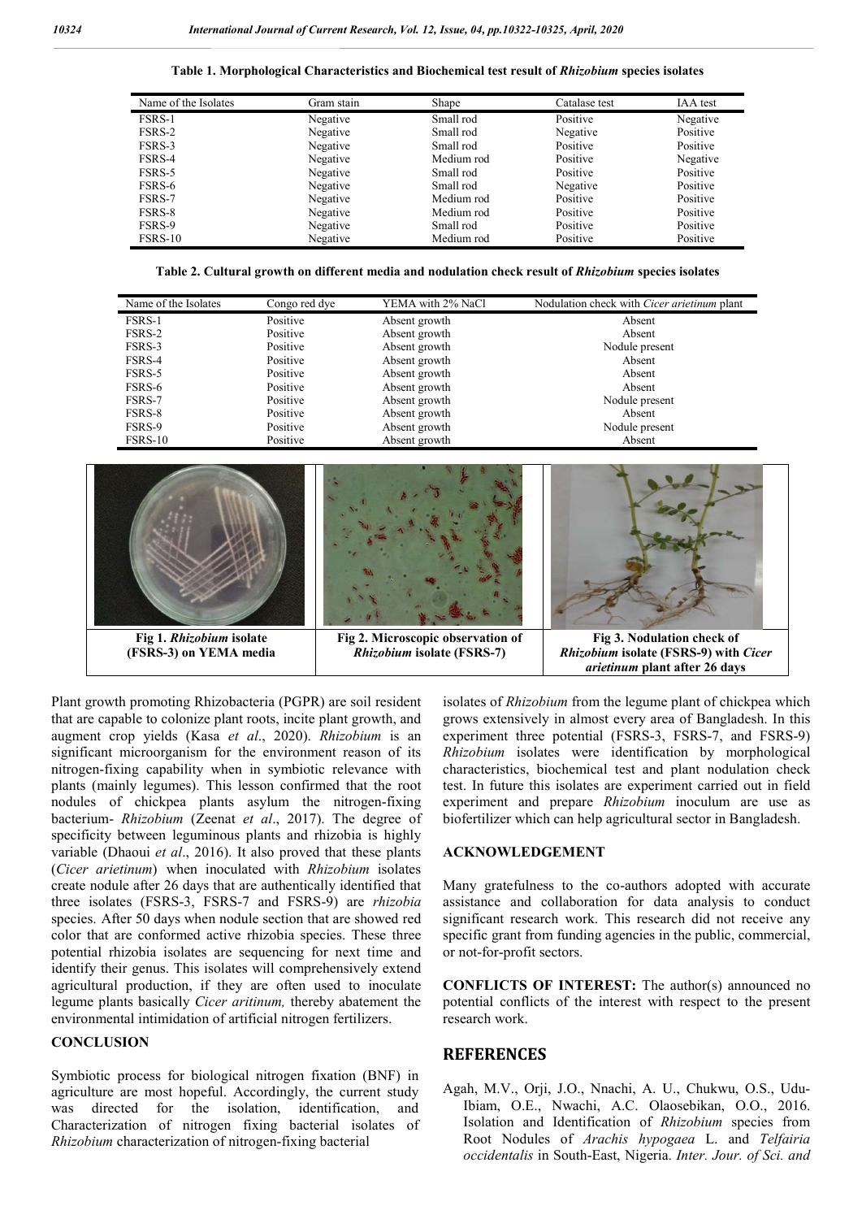**Table 1. Morphological Characteristics and Biochemical test result of *Rhizobium* species isolates**

| Name of the Isolates | Gram stain | Shape | Catalase test | IAA test |
|---|---|---|---|---|
| FSRS-1 | Negative | Small rod | Positive | Negative |
| FSRS-2 | Negative | Small rod | Negative | Positive |
| FSRS-3 | Negative | Small rod | Positive | Positive |
| FSRS-4 | Negative | Medium rod | Positive | Negative |
| FSRS-5 | Negative | Small rod | Positive | Positive |
| FSRS-6 | Negative | Small rod | Negative | Positive |
| FSRS-7 | Negative | Medium rod | Positive | Positive |
| FSRS-8 | Negative | Medium rod | Positive | Positive |
| FSRS-9 | Negative | Small rod | Positive | Positive |
| FSRS-10 | Negative | Medium rod | Positive | Positive |

**Table 2. Cultural growth on different media and nodulation check result of *Rhizobium* species isolates**

| Name of the Isolates | Congo red dye | YEMA with 2% NaCl | Nodulation check with *Cicer arietinum* plant |
|---|---|---|---|
| FSRS-1 | Positive | Absent growth | Absent |
| FSRS-2 | Positive | Absent growth | Absent |
| FSRS-3 | Positive | Absent growth | Nodule present |
| FSRS-4 | Positive | Absent growth | Absent |
| FSRS-5 | Positive | Absent growth | Absent |
| FSRS-6 | Positive | Absent growth | Absent |
| FSRS-7 | Positive | Absent growth | Nodule present |
| FSRS-8 | Positive | Absent growth | Absent |
| FSRS-9 | Positive | Absent growth | Nodule present |
| FSRS-10 | Positive | Absent growth | Absent |

**Fig 1. *Rhizobium* isolate (FSRS-3) on YEMA media**

**Fig 2. Microscopic observation of *Rhizobium* isolate (FSRS-7)**

**Fig 3. Nodulation check of *Rhizobium* isolate (FSRS-9) with *Cicer arietinum* plant after 26 days**

Plant growth promoting Rhizobacteria (PGPR) are soil resident that are capable to colonize plant roots, incite plant growth, and augment crop yields (Kasa *et al*., 2020). *Rhizobium* is an significant microorganism for the environment reason of its nitrogen-fixing capability when in symbiotic relevance with plants (mainly legumes). This lesson confirmed that the root nodules of chickpea plants asylum the nitrogen-fixing bacterium- *Rhizobium* (Zeenat *et al*., 2017). The degree of specificity between leguminous plants and rhizobia is highly variable (Dhaoui *et al*., 2016). It also proved that these plants (*Cicer arietinum*) when inoculated with *Rhizobium* isolates create nodule after 26 days that are authentically identified that three isolates (FSRS-3, FSRS-7 and FSRS-9) are *rhizobia* species. After 50 days when nodule section that are showed red color that are conformed active rhizobia species. These three potential rhizobia isolates are sequencing for next time and identify their genus. This isolates will comprehensively extend agricultural production, if they are often used to inoculate legume plants basically *Cicer aritinum,* thereby abatement the environmental intimidation of artificial nitrogen fertilizers.

## CONCLUSION

Symbiotic process for biological nitrogen fixation (BNF) in agriculture are most hopeful. Accordingly, the current study was directed for the isolation, identification, and Characterization of nitrogen fixing bacterial isolates of *Rhizobium* characterization of nitrogen-fixing bacterial isolates of *Rhizobium* from the legume plant of chickpea which grows extensively in almost every area of Bangladesh. In this experiment three potential (FSRS-3, FSRS-7, and FSRS-9) *Rhizobium* isolates were identification by morphological characteristics, biochemical test and plant nodulation check test. In future this isolates are experiment carried out in field experiment and prepare *Rhizobium* inoculum are use as biofertilizer which can help agricultural sector in Bangladesh.

## ACKNOWLEDGEMENT

Many gratefulness to the co-authors adopted with accurate assistance and collaboration for data analysis to conduct significant research work. This research did not receive any specific grant from funding agencies in the public, commercial, or not-for-profit sectors.

**CONFLICTS OF INTEREST:** The author(s) announced no potential conflicts of the interest with respect to the present research work.

## REFERENCES

Agah, M.V., Orji, J.O., Nnachi, A. U., Chukwu, O.S., Udu-Ibiam, O.E., Nwachi, A.C. Olaosebikan, O.O., 2016. Isolation and Identification of *Rhizobium* species from Root Nodules of *Arachis hypogaea* L. and *Telfairia occidentalis* in South-East, Nigeria. *Inter. Jour. of Sci. and*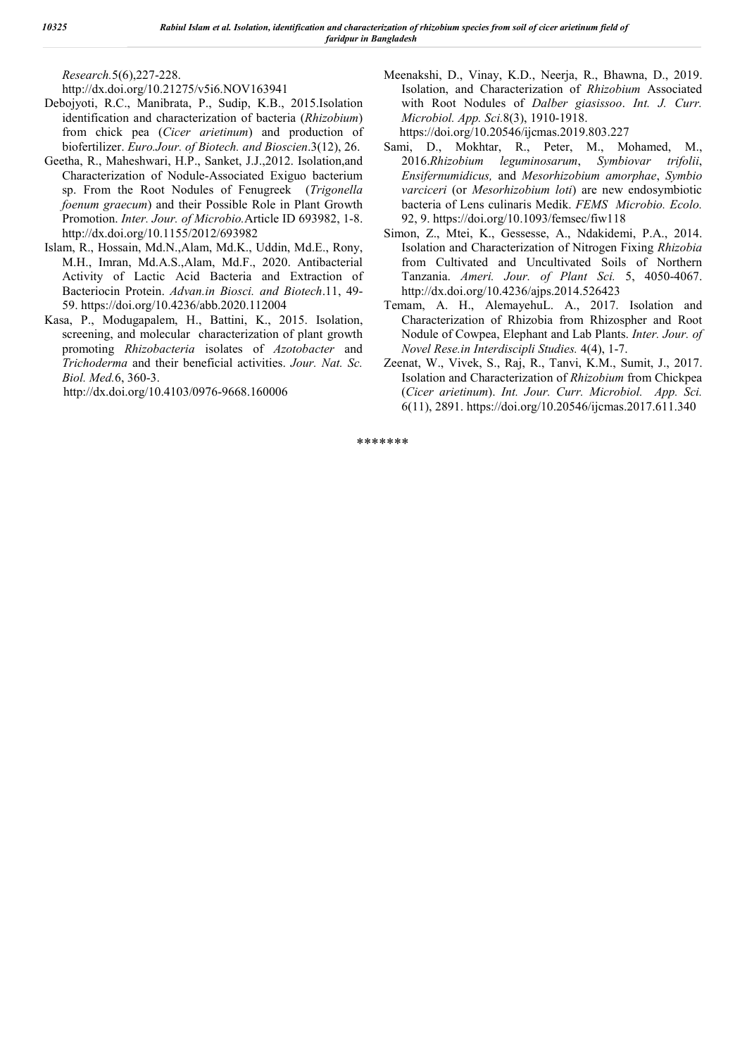*Research.*5(6),227-228. http://dx.doi.org/10.21275/v5i6.NOV163941

Debojyoti, R.C., Manibrata, P., Sudip, K.B., 2015.Isolation identification and characterization of bacteria (*Rhizobium*) from chick pea (*Cicer arietinum*) and production of biofertilizer. *Euro.Jour. of Biotech. and Bioscien*.3(12), 26.

Geetha, R., Maheshwari, H.P., Sanket, J.J.,2012. Isolation,and Characterization of Nodule-Associated Exiguo bacterium sp. From the Root Nodules of Fenugreek (*Trigonella foenum graecum*) and their Possible Role in Plant Growth Promotion. *Inter. Jour. of Microbio.*Article ID 693982, 1-8. http://dx.doi.org/10.1155/2012/693982

Islam, R., Hossain, Md.N.,Alam, Md.K., Uddin, Md.E., Rony, M.H., Imran, Md.A.S.,Alam, Md.F., 2020. Antibacterial Activity of Lactic Acid Bacteria and Extraction of Bacteriocin Protein. *Advan.in Biosci. and Biotech*.11, 49-59. https://doi.org/10.4236/abb.2020.112004

Kasa, P., Modugapalem, H., Battini, K., 2015. Isolation, screening, and molecular characterization of plant growth promoting *Rhizobacteria* isolates of *Azotobacter* and *Trichoderma* and their beneficial activities. *Jour. Nat. Sc. Biol. Med.*6, 360-3. http://dx.doi.org/10.4103/0976-9668.160006

Meenakshi, D., Vinay, K.D., Neerja, R., Bhawna, D., 2019. Isolation, and Characterization of *Rhizobium* Associated with Root Nodules of *Dalber giasissoo*. *Int. J. Curr. Microbiol. App. Sci.*8(3), 1910-1918. https://doi.org/10.20546/ijcmas.2019.803.227

Sami, D., Mokhtar, R., Peter, M., Mohamed, M., 2016.*Rhizobium leguminosarum*, *Symbiovar trifolii*, *Ensifernumidicus,* and *Mesorhizobium amorphae*, *Symbio varciceri* (or *Mesorhizobium loti*) are new endosymbiotic bacteria of Lens culinaris Medik. *FEMS Microbio. Ecolo.* 92, 9. https://doi.org/10.1093/femsec/fiw118

Simon, Z., Mtei, K., Gessesse, A., Ndakidemi, P.A., 2014. Isolation and Characterization of Nitrogen Fixing *Rhizobia* from Cultivated and Uncultivated Soils of Northern Tanzania. *Ameri. Jour. of Plant Sci.* 5, 4050-4067. http://dx.doi.org/10.4236/ajps.2014.526423

Temam, A. H., AlemayehuL. A., 2017. Isolation and Characterization of Rhizobia from Rhizospher and Root Nodule of Cowpea, Elephant and Lab Plants. *Inter. Jour. of Novel Rese.in Interdiscipli Studies.* 4(4), 1-7.

Zeenat, W., Vivek, S., Raj, R., Tanvi, K.M., Sumit, J., 2017. Isolation and Characterization of *Rhizobium* from Chickpea (*Cicer arietinum*). *Int. Jour. Curr. Microbiol. App. Sci.* 6(11), 2891. https://doi.org/10.20546/ijcmas.2017.611.340

*******